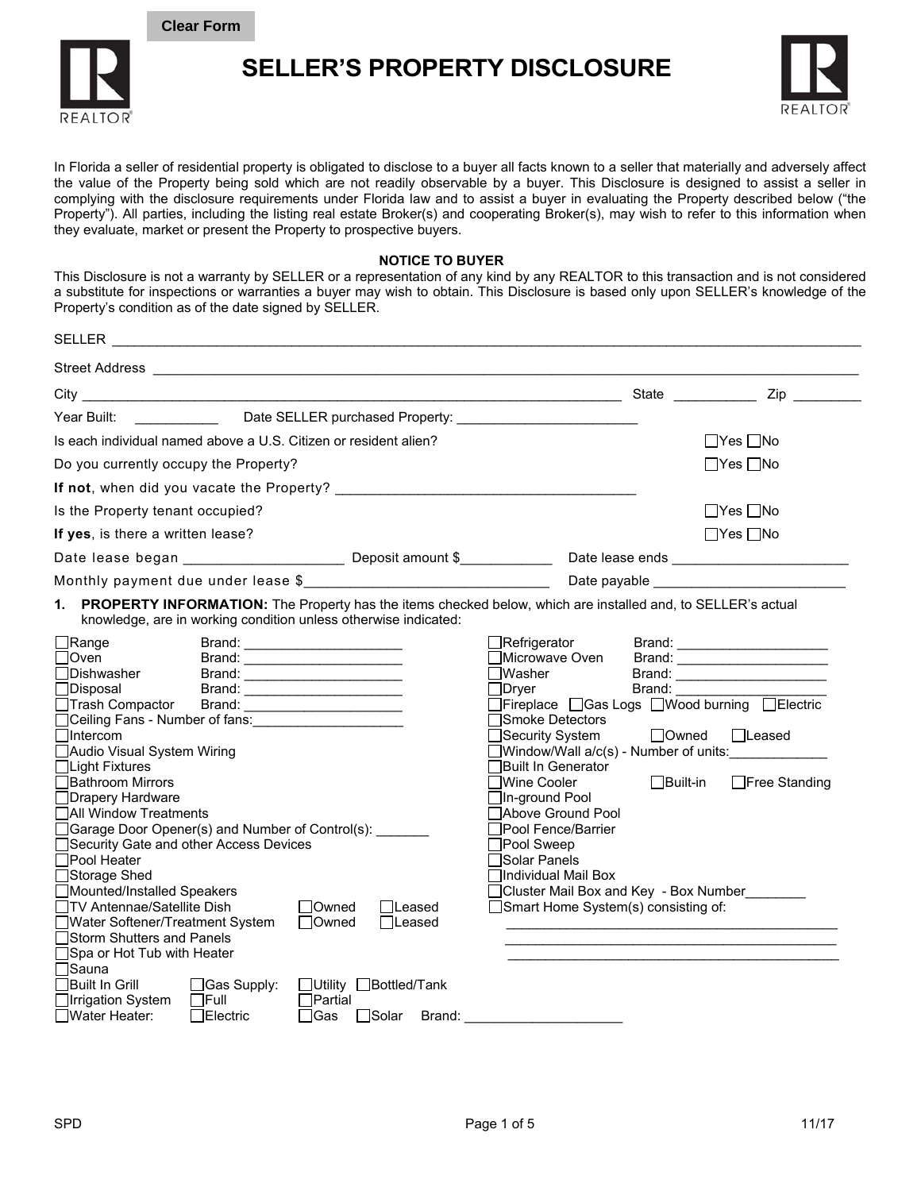Clear Form

# SELLER'S PROPERTY DISCLOSURE

In Florida a seller of residential property is obligated to disclose to a buyer all facts known to a seller that materially and adversely affect the value of the Property being sold which are not readily observable by a buyer. This Disclosure is designed to assist a seller in complying with the disclosure requirements under Florida law and to assist a buyer in evaluating the Property described below ("the Property"). All parties, including the listing real estate Broker(s) and cooperating Broker(s), may wish to refer to this information when they evaluate, market or present the Property to prospective buyers.

**NOTICE TO BUYER**

This Disclosure is not a warranty by SELLER or a representation of any kind by any REALTOR to this transaction and is not considered a substitute for inspections or warranties a buyer may wish to obtain. This Disclosure is based only upon SELLER's knowledge of the Property's condition as of the date signed by SELLER.

SELLER ____________________________________________________________

Street Address ______________________________________________________

City ______________________________________________ State __________ Zip ________

Year Built: __________ Date SELLER purchased Property: ______________________

Is each individual named above a U.S. Citizen or resident alien? ☐Yes ☐No

Do you currently occupy the Property? ☐Yes ☐No

**If not**, when did you vacate the Property? ________________________________

Is the Property tenant occupied? ☐Yes ☐No

**If yes**, is there a written lease? ☐Yes ☐No

Date lease began __________________ Deposit amount $___________ Date lease ends ____________________

Monthly payment due under lease $____________________________ Date payable ______________________

**1. PROPERTY INFORMATION:** The Property has the items checked below, which are installed and, to SELLER's actual knowledge, are in working condition unless otherwise indicated:

- ☐Range Brand: ____________________
- ☐Oven Brand: ____________________
- ☐Dishwasher Brand: ____________________
- ☐Disposal Brand: ____________________
- ☐Trash Compactor Brand: ____________________
- ☐Ceiling Fans - Number of fans: ____________________
- ☐Intercom
- ☐Audio Visual System Wiring
- ☐Light Fixtures
- ☐Bathroom Mirrors
- ☐Drapery Hardware
- ☐All Window Treatments
- ☐Garage Door Opener(s) and Number of Control(s): _______
- ☐Security Gate and other Access Devices
- ☐Pool Heater
- ☐Storage Shed
- ☐Mounted/Installed Speakers
- ☐TV Antennae/Satellite Dish ☐Owned ☐Leased
- ☐Water Softener/Treatment System ☐Owned ☐Leased
- ☐Storm Shutters and Panels
- ☐Spa or Hot Tub with Heater
- ☐Sauna
- ☐Built In Grill ☐Gas Supply: ☐Utility ☐Bottled/Tank
- ☐Irrigation System ☐Full ☐Partial
- ☐Water Heater: ☐Electric ☐Gas ☐Solar Brand: ____________________
- ☐Refrigerator Brand: ____________________
- ☐Microwave Oven Brand: ____________________
- ☐Washer Brand: ____________________
- ☐Dryer Brand: ____________________
- ☐Fireplace ☐Gas Logs ☐Wood burning ☐Electric
- ☐Smoke Detectors
- ☐Security System ☐Owned ☐Leased
- ☐Window/Wall a/c(s) - Number of units: ____________
- ☐Built In Generator
- ☐Wine Cooler ☐Built-in ☐Free Standing
- ☐In-ground Pool
- ☐Above Ground Pool
- ☐Pool Fence/Barrier
- ☐Pool Sweep
- ☐Solar Panels
- ☐Individual Mail Box
- ☐Cluster Mail Box and Key - Box Number________
- ☐Smart Home System(s) consisting of:
  ________________________________________
  ________________________________________
  ________________________________________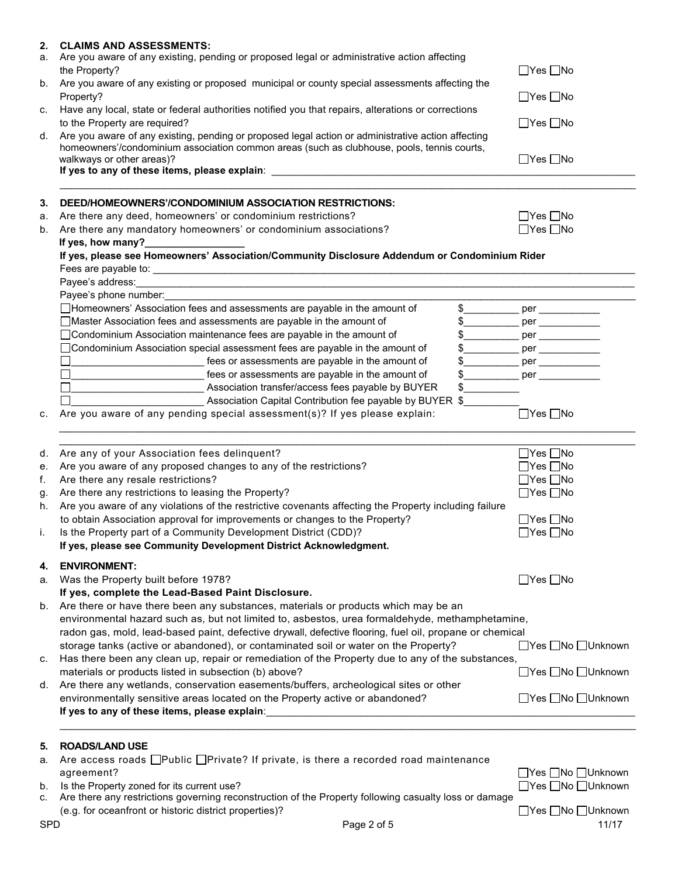## 2. CLAIMS AND ASSESSMENTS:

a. Are you aware of any existing, pending or proposed legal or administrative action affecting the Property? ☐Yes ☐No

b. Are you aware of any existing or proposed municipal or county special assessments affecting the Property? ☐Yes ☐No

c. Have any local, state or federal authorities notified you that repairs, alterations or corrections to the Property are required? ☐Yes ☐No

d. Are you aware of any existing, pending or proposed legal action or administrative action affecting homeowners'/condominium association common areas (such as clubhouse, pools, tennis courts, walkways or other areas)? ☐Yes ☐No

**If yes to any of these items, please explain**: ______________________________________________

______________________________________________________________________________

## 3. DEED/HOMEOWNERS'/CONDOMINIUM ASSOCIATION RESTRICTIONS:

a. Are there any deed, homeowners' or condominium restrictions? ☐Yes ☐No

b. Are there any mandatory homeowners' or condominium associations? ☐Yes ☐No

**If yes, how many?_________________**

**If yes, please see Homeowners' Association/Community Disclosure Addendum or Condominium Rider**

Fees are payable to: ______________________________________________________________

Payee's address:_________________________________________________________________

Payee's phone number:____________________________________________________________

☐Homeowners' Association fees and assessments are payable in the amount of $__________ per ___________

☐Master Association fees and assessments are payable in the amount of $__________ per ___________

☐Condominium Association maintenance fees are payable in the amount of $__________ per ___________

☐Condominium Association special assessment fees are payable in the amount of $__________ per ___________

☐________________________ fees or assessments are payable in the amount of $__________ per ___________

☐________________________ fees or assessments are payable in the amount of $__________ per ___________

☐________________________ Association transfer/access fees payable by BUYER $__________

☐________________________ Association Capital Contribution fee payable by BUYER $__________

c. Are you aware of any pending special assessment(s)? If yes please explain: ☐Yes ☐No

______________________________________________________________________________

______________________________________________________________________________

d. Are any of your Association fees delinquent? ☐Yes ☐No

e. Are you aware of any proposed changes to any of the restrictions? ☐Yes ☐No

f. Are there any resale restrictions? ☐Yes ☐No

g. Are there any restrictions to leasing the Property? ☐Yes ☐No

h. Are you aware of any violations of the restrictive covenants affecting the Property including failure to obtain Association approval for improvements or changes to the Property? ☐Yes ☐No

i. Is the Property part of a Community Development District (CDD)? ☐Yes ☐No

**If yes, please see Community Development District Acknowledgment.**

## 4. ENVIRONMENT:

a. Was the Property built before 1978? ☐Yes ☐No

**If yes, complete the Lead-Based Paint Disclosure.**

b. Are there or have there been any substances, materials or products which may be an environmental hazard such as, but not limited to, asbestos, urea formaldehyde, methamphetamine, radon gas, mold, lead-based paint, defective drywall, defective flooring, fuel oil, propane or chemical storage tanks (active or abandoned), or contaminated soil or water on the Property? ☐Yes ☐No ☐Unknown

c. Has there been any clean up, repair or remediation of the Property due to any of the substances, materials or products listed in subsection (b) above? ☐Yes ☐No ☐Unknown

d. Are there any wetlands, conservation easements/buffers, archeological sites or other environmentally sensitive areas located on the Property active or abandoned? ☐Yes ☐No ☐Unknown

**If yes to any of these items, please explain**:______________________________________________

______________________________________________________________________________

## 5. ROADS/LAND USE

a. Are access roads ☐Public ☐Private? If private, is there a recorded road maintenance agreement? ☐Yes ☐No ☐Unknown

b. Is the Property zoned for its current use? ☐Yes ☐No ☐Unknown

c. Are there any restrictions governing reconstruction of the Property following casualty loss or damage (e.g. for oceanfront or historic district properties)? ☐Yes ☐No ☐Unknown

SPD 11/17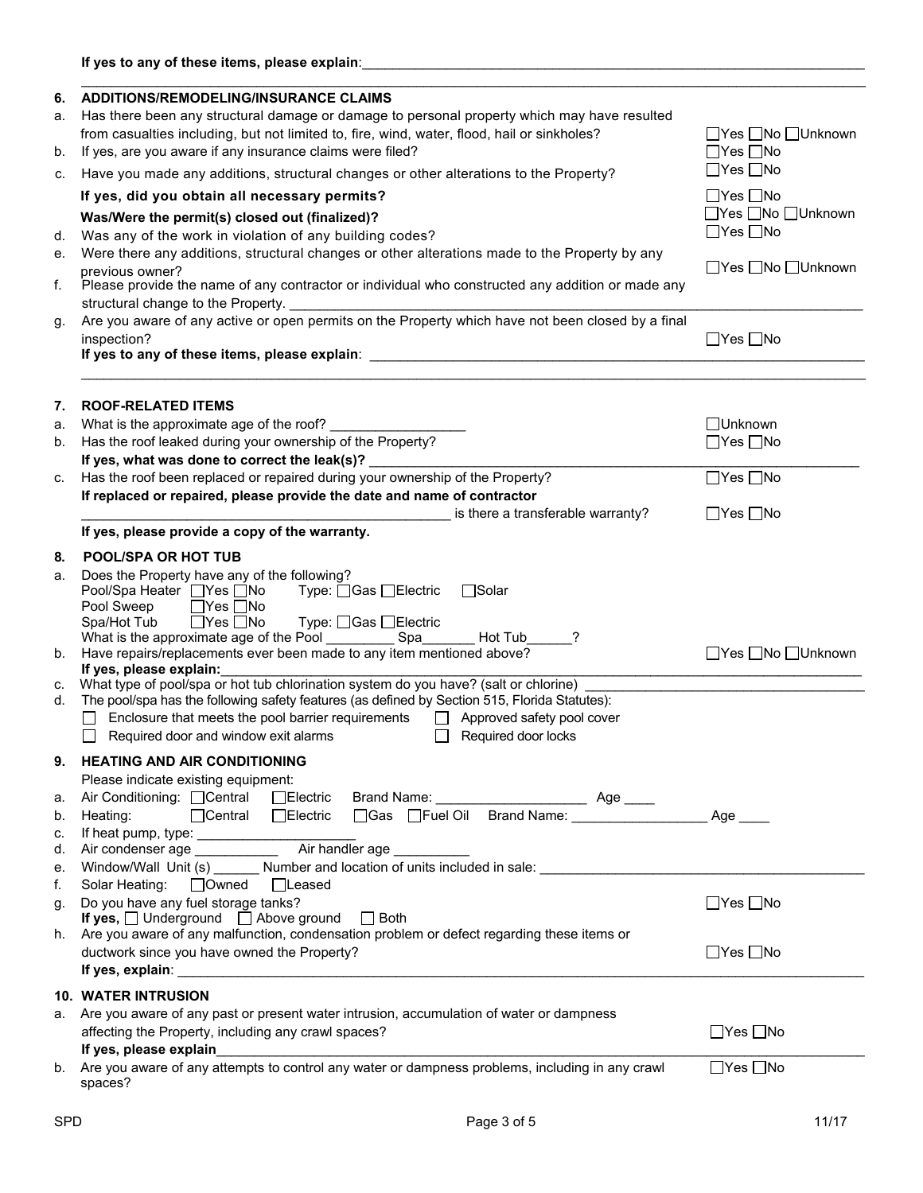**If yes to any of these items, please explain**:\_\_\_\_\_\_\_\_\_\_\_\_\_\_\_\_\_\_\_\_\_\_\_\_\_\_\_\_\_\_\_\_\_\_\_\_\_\_\_\_\_\_\_\_\_\_\_\_\_\_\_\_\_\_\_\_\_\_\_\_\_\_\_\_

\_\_\_\_\_\_\_\_\_\_\_\_\_\_\_\_\_\_\_\_\_\_\_\_\_\_\_\_\_\_\_\_\_\_\_\_\_\_\_\_\_\_\_\_\_\_\_\_\_\_\_\_\_\_\_\_\_\_\_\_\_\_\_\_\_\_\_\_\_\_\_\_\_\_\_\_\_\_\_\_\_\_\_\_\_\_\_\_

## 6. ADDITIONS/REMODELING/INSURANCE CLAIMS

a. Has there been any structural damage or damage to personal property which may have resulted from casualties including, but not limited to, fire, wind, water, flood, hail or sinkholes? ☐Yes ☐No ☐Unknown

b. If yes, are you aware if any insurance claims were filed? ☐Yes ☐No

c. Have you made any additions, structural changes or other alterations to the Property? ☐Yes ☐No

**If yes, did you obtain all necessary permits?** ☐Yes ☐No

**Was/Were the permit(s) closed out (finalized)?** ☐Yes ☐No ☐Unknown

d. Was any of the work in violation of any building codes? ☐Yes ☐No

e. Were there any additions, structural changes or other alterations made to the Property by any previous owner? ☐Yes ☐No ☐Unknown

f. Please provide the name of any contractor or individual who constructed any addition or made any structural change to the Property. \_\_\_\_\_\_\_\_\_\_\_\_\_\_\_\_\_\_\_\_\_\_\_\_\_\_\_\_\_\_\_\_\_\_\_\_\_\_\_\_\_\_\_\_\_\_\_\_\_\_\_\_

g. Are you aware of any active or open permits on the Property which have not been closed by a final inspection? ☐Yes ☐No

**If yes to any of these items, please explain**: \_\_\_\_\_\_\_\_\_\_\_\_\_\_\_\_\_\_\_\_\_\_\_\_\_\_\_\_\_\_\_\_\_\_\_\_\_\_\_\_\_\_\_\_\_\_\_\_\_\_\_\_\_\_\_\_\_\_\_\_\_\_

\_\_\_\_\_\_\_\_\_\_\_\_\_\_\_\_\_\_\_\_\_\_\_\_\_\_\_\_\_\_\_\_\_\_\_\_\_\_\_\_\_\_\_\_\_\_\_\_\_\_\_\_\_\_\_\_\_\_\_\_\_\_\_\_\_\_\_\_\_\_\_\_\_\_\_\_\_\_\_\_\_\_\_\_\_\_\_\_

## 7. ROOF-RELATED ITEMS

a. What is the approximate age of the roof? \_\_\_\_\_\_\_\_\_\_\_\_\_\_\_\_\_\_ ☐Unknown

b. Has the roof leaked during your ownership of the Property? ☐Yes ☐No

**If yes, what was done to correct the leak(s)?** \_\_\_\_\_\_\_\_\_\_\_\_\_\_\_\_\_\_\_\_\_\_\_\_\_\_\_\_\_\_\_\_\_\_\_\_\_\_\_\_\_\_\_\_\_\_\_\_\_\_\_\_\_\_\_\_\_\_\_\_

c. Has the roof been replaced or repaired during your ownership of the Property? ☐Yes ☐No

**If replaced or repaired, please provide the date and name of contractor**

\_\_\_\_\_\_\_\_\_\_\_\_\_\_\_\_\_\_\_\_\_\_\_\_\_\_\_\_\_\_\_\_\_\_\_\_\_\_\_\_\_\_\_\_\_\_\_\_\_\_ is there a transferable warranty? ☐Yes ☐No

**If yes, please provide a copy of the warranty.**

## 8. POOL/SPA OR HOT TUB

a. Does the Property have any of the following?

Pool/Spa Heater ☐Yes ☐No Type: ☐Gas ☐Electric ☐Solar

Pool Sweep ☐Yes ☐No

Spa/Hot Tub ☐Yes ☐No Type: ☐Gas ☐Electric

What is the approximate age of the Pool \_\_\_\_\_\_\_\_\_ Spa\_\_\_\_\_\_\_ Hot Tub\_\_\_\_\_\_?

b. Have repairs/replacements ever been made to any item mentioned above? ☐Yes ☐No ☐Unknown

**If yes, please explain:**\_\_\_\_\_\_\_\_\_\_\_\_\_\_\_\_\_\_\_\_\_\_\_\_\_\_\_\_\_\_\_\_\_\_\_\_\_\_\_\_\_\_\_\_\_\_\_\_\_\_\_\_\_\_\_\_\_\_\_\_\_\_\_\_\_\_\_\_\_\_\_\_\_\_

c. What type of pool/spa or hot tub chlorination system do you have? (salt or chlorine) \_\_\_\_\_\_\_\_\_\_\_\_\_\_\_\_\_\_\_\_\_\_\_\_\_\_\_\_\_\_\_\_\_\_\_

d. The pool/spa has the following safety features (as defined by Section 515, Florida Statutes):

☐ Enclosure that meets the pool barrier requirements ☐ Approved safety pool cover

☐ Required door and window exit alarms ☐ Required door locks

## 9. HEATING AND AIR CONDITIONING

Please indicate existing equipment:

a. Air Conditioning: ☐Central ☐Electric Brand Name: \_\_\_\_\_\_\_\_\_\_\_\_\_\_\_\_\_\_\_\_ Age \_\_\_\_

b. Heating: ☐Central ☐Electric ☐Gas ☐Fuel Oil Brand Name: \_\_\_\_\_\_\_\_\_\_\_\_\_\_\_\_\_\_ Age \_\_\_\_

c. If heat pump, type: \_\_\_\_\_\_\_\_\_\_\_\_\_\_\_\_\_\_\_\_\_

d. Air condenser age \_\_\_\_\_\_\_\_\_\_\_ Air handler age \_\_\_\_\_\_\_\_\_\_

e. Window/Wall Unit (s) \_\_\_\_\_\_ Number and location of units included in sale: \_\_\_\_\_\_\_\_\_\_\_\_\_\_\_\_\_\_\_\_\_\_\_\_\_\_\_\_\_\_\_\_\_\_\_\_\_\_\_\_\_\_

f. Solar Heating: ☐Owned ☐Leased

g. Do you have any fuel storage tanks? ☐Yes ☐No

**If yes,** ☐ Underground ☐ Above ground ☐ Both

h. Are you aware of any malfunction, condensation problem or defect regarding these items or ductwork since you have owned the Property? ☐Yes ☐No

**If yes, explain**: \_\_\_\_\_\_\_\_\_\_\_\_\_\_\_\_\_\_\_\_\_\_\_\_\_\_\_\_\_\_\_\_\_\_\_\_\_\_\_\_\_\_\_\_\_\_\_\_\_\_\_\_\_\_\_\_\_\_\_\_\_\_\_\_\_\_\_\_\_\_\_\_\_\_\_\_\_\_\_\_\_\_\_\_

## 10. WATER INTRUSION

a. Are you aware of any past or present water intrusion, accumulation of water or dampness affecting the Property, including any crawl spaces? ☐Yes ☐No

**If yes, please explain**\_\_\_\_\_\_\_\_\_\_\_\_\_\_\_\_\_\_\_\_\_\_\_\_\_\_\_\_\_\_\_\_\_\_\_\_\_\_\_\_\_\_\_\_\_\_\_\_\_\_\_\_\_\_\_\_\_\_\_\_\_\_\_\_\_\_\_\_\_\_\_\_\_\_\_\_\_\_

b. Are you aware of any attempts to control any water or dampness problems, including in any crawl spaces? ☐Yes ☐No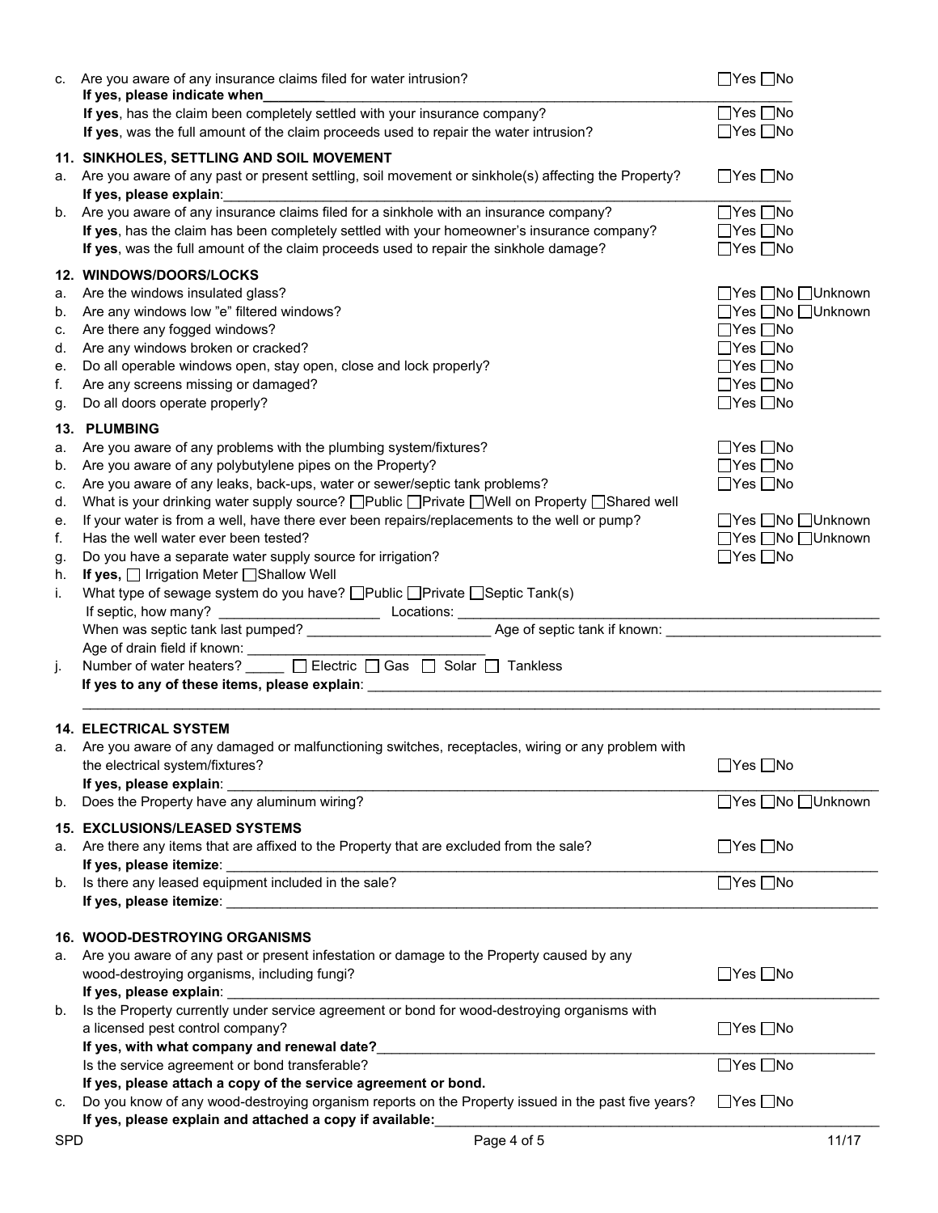c. Are you aware of any insurance claims filed for water intrusion? ☐Yes ☐No
   **If yes, please indicate when**\_\_\_\_\_\_\_\_
   **If yes**, has the claim been completely settled with your insurance company? ☐Yes ☐No
   **If yes**, was the full amount of the claim proceeds used to repair the water intrusion? ☐Yes ☐No

**11. SINKHOLES, SETTLING AND SOIL MOVEMENT**

a. Are you aware of any past or present settling, soil movement or sinkhole(s) affecting the Property? ☐Yes ☐No
   **If yes, please explain**:\_\_\_\_\_\_\_\_\_\_\_\_\_\_\_\_\_\_\_\_\_\_\_\_\_\_\_\_\_\_\_\_\_\_\_\_\_\_\_\_

b. Are you aware of any insurance claims filed for a sinkhole with an insurance company? ☐Yes ☐No
   **If yes**, has the claim been completely settled with your homeowner's insurance company? ☐Yes ☐No
   **If yes**, was the full amount of the claim proceeds used to repair the sinkhole damage? ☐Yes ☐No

**12. WINDOWS/DOORS/LOCKS**

a. Are the windows insulated glass? ☐Yes ☐No ☐Unknown
b. Are any windows low "e" filtered windows? ☐Yes ☐No ☐Unknown
c. Are there any fogged windows? ☐Yes ☐No
d. Are any windows broken or cracked? ☐Yes ☐No
e. Do all operable windows open, stay open, close and lock properly? ☐Yes ☐No
f. Are any screens missing or damaged? ☐Yes ☐No
g. Do all doors operate properly? ☐Yes ☐No

**13. PLUMBING**

a. Are you aware of any problems with the plumbing system/fixtures? ☐Yes ☐No
b. Are you aware of any polybutylene pipes on the Property? ☐Yes ☐No
c. Are you aware of any leaks, back-ups, water or sewer/septic tank problems? ☐Yes ☐No
d. What is your drinking water supply source? ☐Public ☐Private ☐Well on Property ☐Shared well
e. If your water is from a well, have there ever been repairs/replacements to the well or pump? ☐Yes ☐No ☐Unknown
f. Has the well water ever been tested? ☐Yes ☐No ☐Unknown
g. Do you have a separate water supply source for irrigation? ☐Yes ☐No
h. **If yes,** ☐ Irrigation Meter ☐Shallow Well
i. What type of sewage system do you have? ☐Public ☐Private ☐Septic Tank(s)
   If septic, how many? \_\_\_\_\_\_\_\_\_\_\_\_\_\_\_\_ Locations: \_\_\_\_\_\_\_\_\_\_\_\_\_\_\_\_\_\_\_\_\_\_\_\_\_\_\_\_\_\_
   When was septic tank last pumped? \_\_\_\_\_\_\_\_\_\_\_\_\_\_\_\_\_\_ Age of septic tank if known: \_\_\_\_\_\_\_\_\_\_\_\_\_\_\_\_\_\_
   Age of drain field if known: \_\_\_\_\_\_\_\_\_\_\_\_\_\_\_\_\_\_\_\_\_\_
j. Number of water heaters? \_\_\_\_\_ ☐ Electric ☐ Gas ☐ Solar ☐ Tankless
   **If yes to any of these items, please explain**: \_\_\_\_\_\_\_\_\_\_\_\_\_\_\_\_\_\_\_\_\_\_\_\_\_\_\_\_\_\_\_\_\_\_\_\_\_\_\_\_

**14. ELECTRICAL SYSTEM**

a. Are you aware of any damaged or malfunctioning switches, receptacles, wiring or any problem with the electrical system/fixtures? ☐Yes ☐No
   **If yes, please explain**: \_\_\_\_\_\_\_\_\_\_\_\_\_\_\_\_\_\_\_\_\_\_\_\_\_\_\_\_\_\_\_\_\_\_\_\_\_\_\_\_
b. Does the Property have any aluminum wiring? ☐Yes ☐No ☐Unknown

**15. EXCLUSIONS/LEASED SYSTEMS**

a. Are there any items that are affixed to the Property that are excluded from the sale? ☐Yes ☐No
   **If yes, please itemize**: \_\_\_\_\_\_\_\_\_\_\_\_\_\_\_\_\_\_\_\_\_\_\_\_\_\_\_\_\_\_\_\_\_\_\_\_\_\_\_\_
b. Is there any leased equipment included in the sale? ☐Yes ☐No
   **If yes, please itemize**: \_\_\_\_\_\_\_\_\_\_\_\_\_\_\_\_\_\_\_\_\_\_\_\_\_\_\_\_\_\_\_\_\_\_\_\_\_\_\_\_

**16. WOOD-DESTROYING ORGANISMS**

a. Are you aware of any past or present infestation or damage to the Property caused by any wood-destroying organisms, including fungi? ☐Yes ☐No
   **If yes, please explain**: \_\_\_\_\_\_\_\_\_\_\_\_\_\_\_\_\_\_\_\_\_\_\_\_\_\_\_\_\_\_\_\_\_\_\_\_\_\_\_\_
b. Is the Property currently under service agreement or bond for wood-destroying organisms with a licensed pest control company? ☐Yes ☐No
   **If yes, with what company and renewal date?**\_\_\_\_\_\_\_\_\_\_\_\_\_\_\_\_\_\_\_\_\_\_\_\_\_\_\_\_\_\_\_\_
   Is the service agreement or bond transferable? ☐Yes ☐No
   **If yes, please attach a copy of the service agreement or bond.**
c. Do you know of any wood-destroying organism reports on the Property issued in the past five years? ☐Yes ☐No
   **If yes, please explain and attached a copy if available:**\_\_\_\_\_\_\_\_\_\_\_\_\_\_\_\_\_\_\_\_\_\_\_\_\_\_\_\_\_\_\_\_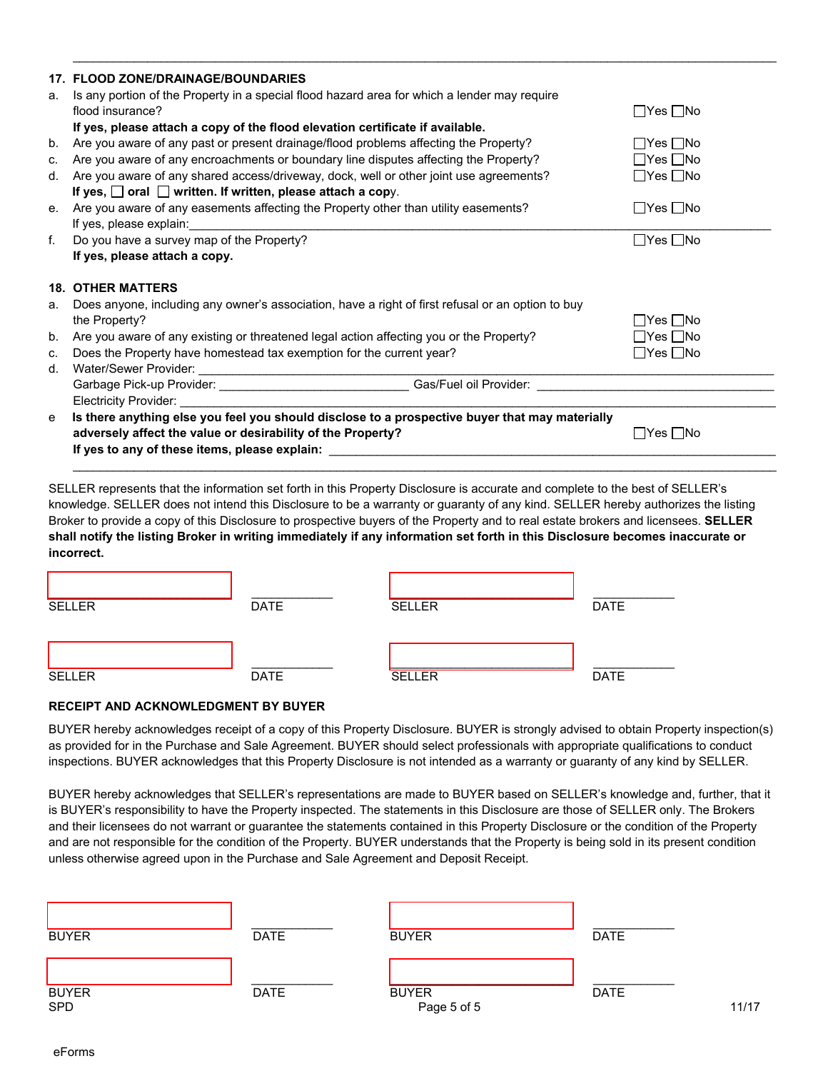## 17. FLOOD ZONE/DRAINAGE/BOUNDARIES

a. Is any portion of the Property in a special flood hazard area for which a lender may require flood insurance? ☐Yes ☐No
**If yes, please attach a copy of the flood elevation certificate if available.**

b. Are you aware of any past or present drainage/flood problems affecting the Property? ☐Yes ☐No

c. Are you aware of any encroachments or boundary line disputes affecting the Property? ☐Yes ☐No

d. Are you aware of any shared access/driveway, dock, well or other joint use agreements? ☐Yes ☐No
**If yes, ☐ oral ☐ written. If written, please attach a copy.**

e. Are you aware of any easements affecting the Property other than utility easements? ☐Yes ☐No
If yes, please explain:______________________________________________________________

f. Do you have a survey map of the Property? ☐Yes ☐No
**If yes, please attach a copy.**

## 18. OTHER MATTERS

a. Does anyone, including any owner's association, have a right of first refusal or an option to buy the Property? ☐Yes ☐No

b. Are you aware of any existing or threatened legal action affecting you or the Property? ☐Yes ☐No

c. Does the Property have homestead tax exemption for the current year? ☐Yes ☐No

d. Water/Sewer Provider: ______________________________________________________________
Garbage Pick-up Provider: ____________________________ Gas/Fuel oil Provider: ____________________________
Electricity Provider: ______________________________________________________________

e **Is there anything else you feel you should disclose to a prospective buyer that may materially adversely affect the value or desirability of the Property?** ☐Yes ☐No
**If yes to any of these items, please explain:** ______________________________________________________________
______________________________________________________________

SELLER represents that the information set forth in this Property Disclosure is accurate and complete to the best of SELLER's knowledge. SELLER does not intend this Disclosure to be a warranty or guaranty of any kind. SELLER hereby authorizes the listing Broker to provide a copy of this Disclosure to prospective buyers of the Property and to real estate brokers and licensees. **SELLER shall notify the listing Broker in writing immediately if any information set forth in this Disclosure becomes inaccurate or incorrect.**

| | | | |
|---|---|---|---|
| ____________ | ____________ | ____________ | ____________ |
| SELLER | DATE | SELLER | DATE |
| ____________ | ____________ | ____________ | ____________ |
| SELLER | DATE | SELLER | DATE |

**RECEIPT AND ACKNOWLEDGMENT BY BUYER**

BUYER hereby acknowledges receipt of a copy of this Property Disclosure. BUYER is strongly advised to obtain Property inspection(s) as provided for in the Purchase and Sale Agreement. BUYER should select professionals with appropriate qualifications to conduct inspections. BUYER acknowledges that this Property Disclosure is not intended as a warranty or guaranty of any kind by SELLER.

BUYER hereby acknowledges that SELLER's representations are made to BUYER based on SELLER's knowledge and, further, that it is BUYER's responsibility to have the Property inspected. The statements in this Disclosure are those of SELLER only. The Brokers and their licensees do not warrant or guarantee the statements contained in this Property Disclosure or the condition of the Property and are not responsible for the condition of the Property. BUYER understands that the Property is being sold in its present condition unless otherwise agreed upon in the Purchase and Sale Agreement and Deposit Receipt.

| | | | |
|---|---|---|---|
| ____________ | ____________ | ____________ | ____________ |
| BUYER | DATE | BUYER | DATE |
| ____________ | ____________ | ____________ | ____________ |
| BUYER | DATE | BUYER | DATE |

SPD 11/17

eForms